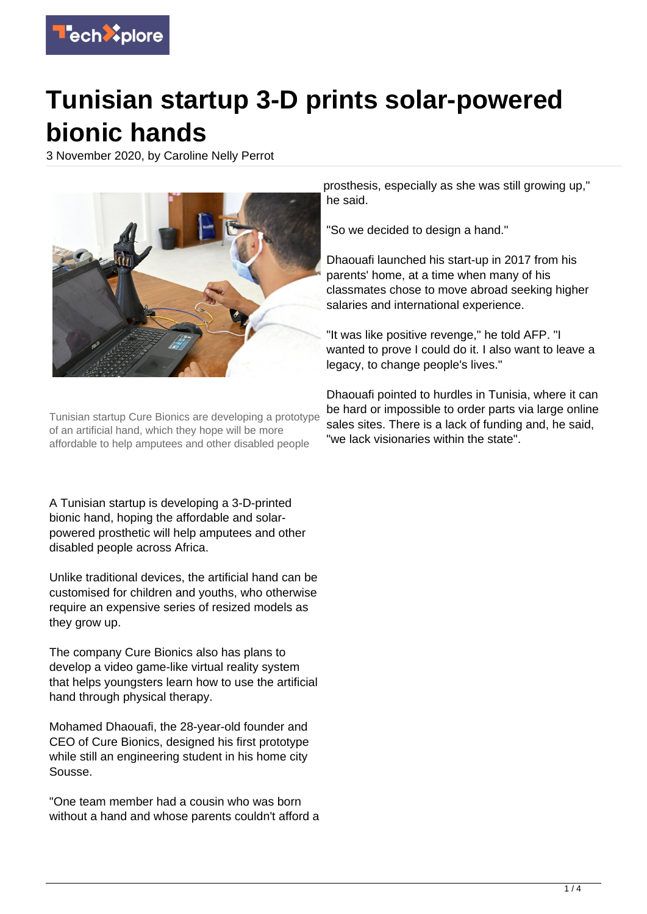# Tunisian startup 3-D prints solar-powered bionic hands

3 November 2020, by Caroline Nelly Perrot

Tunisian startup Cure Bionics are developing a prototype of an artificial hand, which they hope will be more affordable to help amputees and other disabled people

A Tunisian startup is developing a 3-D-printed bionic hand, hoping the affordable and solar-powered prosthetic will help amputees and other disabled people across Africa.

Unlike traditional devices, the artificial hand can be customised for children and youths, who otherwise require an expensive series of resized models as they grow up.

The company Cure Bionics also has plans to develop a video game-like virtual reality system that helps youngsters learn how to use the artificial hand through physical therapy.

Mohamed Dhaouafi, the 28-year-old founder and CEO of Cure Bionics, designed his first prototype while still an engineering student in his home city Sousse.

"One team member had a cousin who was born without a hand and whose parents couldn't afford a prosthesis, especially as she was still growing up," he said.

"So we decided to design a hand."

Dhaouafi launched his start-up in 2017 from his parents' home, at a time when many of his classmates chose to move abroad seeking higher salaries and international experience.

"It was like positive revenge," he told AFP. "I wanted to prove I could do it. I also want to leave a legacy, to change people's lives."

Dhaouafi pointed to hurdles in Tunisia, where it can be hard or impossible to order parts via large online sales sites. There is a lack of funding and, he said, "we lack visionaries within the state".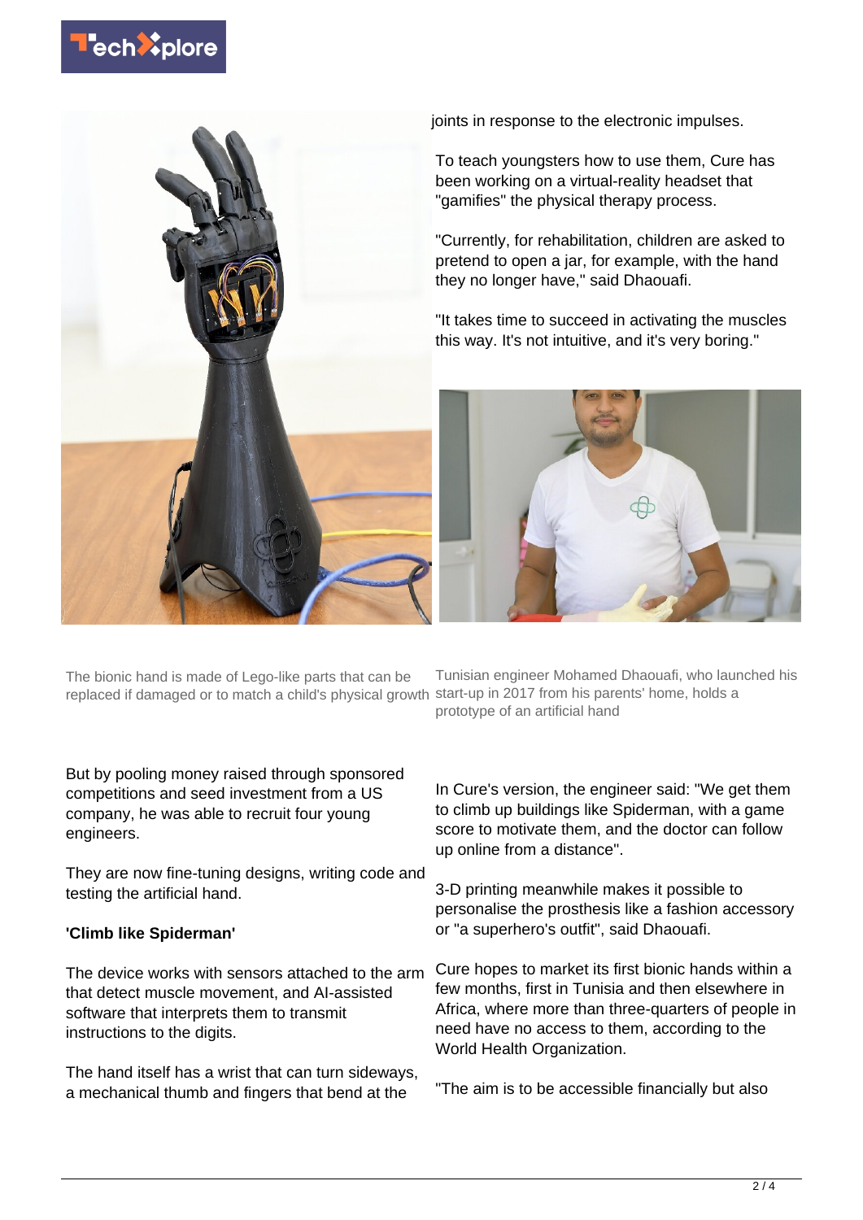joints in response to the electronic impulses.

To teach youngsters how to use them, Cure has been working on a virtual-reality headset that "gamifies" the physical therapy process.

"Currently, for rehabilitation, children are asked to pretend to open a jar, for example, with the hand they no longer have," said Dhaouafi.

"It takes time to succeed in activating the muscles this way. It's not intuitive, and it's very boring."

The bionic hand is made of Lego-like parts that can be replaced if damaged or to match a child's physical growth

Tunisian engineer Mohamed Dhaouafi, who launched his start-up in 2017 from his parents' home, holds a prototype of an artificial hand

But by pooling money raised through sponsored competitions and seed investment from a US company, he was able to recruit four young engineers.

They are now fine-tuning designs, writing code and testing the artificial hand.

**'Climb like Spiderman'**

The device works with sensors attached to the arm that detect muscle movement, and AI-assisted software that interprets them to transmit instructions to the digits.

The hand itself has a wrist that can turn sideways, a mechanical thumb and fingers that bend at the

In Cure's version, the engineer said: "We get them to climb up buildings like Spiderman, with a game score to motivate them, and the doctor can follow up online from a distance".

3-D printing meanwhile makes it possible to personalise the prosthesis like a fashion accessory or "a superhero's outfit", said Dhaouafi.

Cure hopes to market its first bionic hands within a few months, first in Tunisia and then elsewhere in Africa, where more than three-quarters of people in need have no access to them, according to the World Health Organization.

"The aim is to be accessible financially but also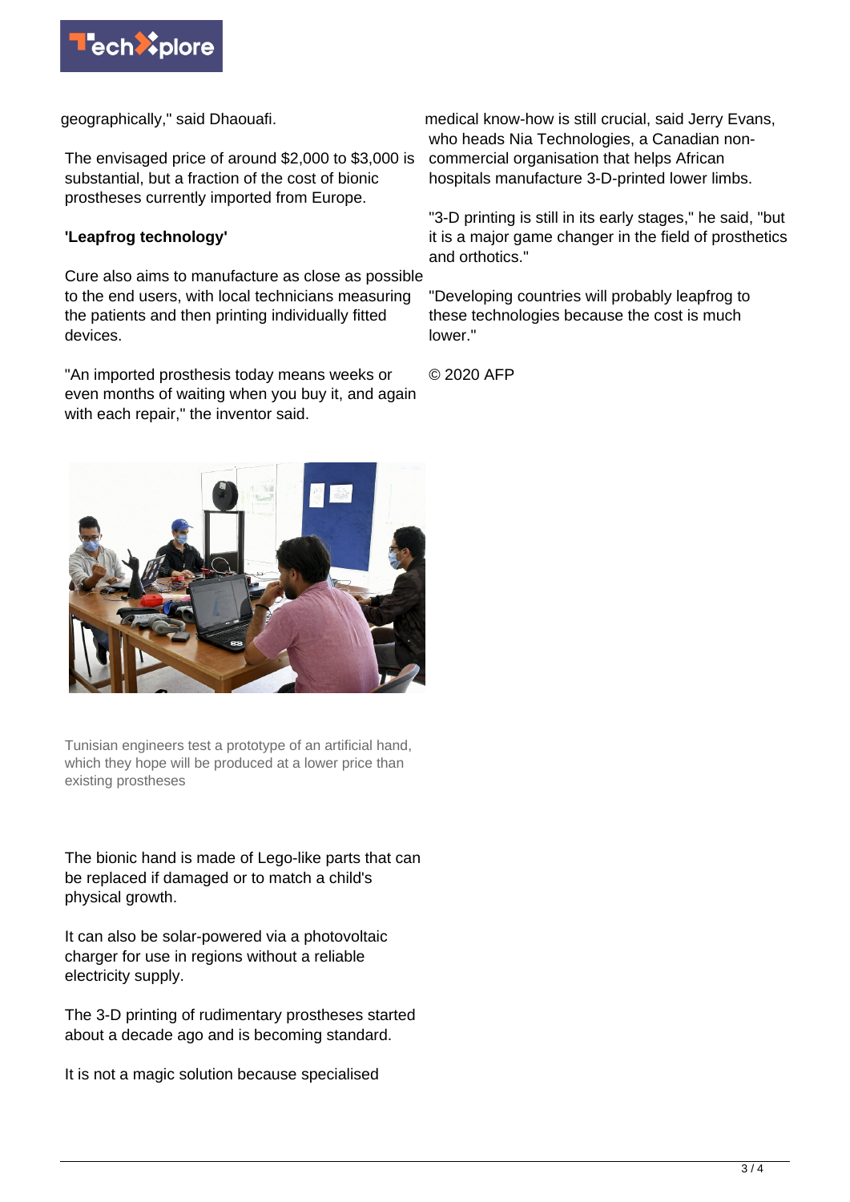geographically," said Dhaouafi.

The envisaged price of around $2,000 to $3,000 is substantial, but a fraction of the cost of bionic prostheses currently imported from Europe.

**'Leapfrog technology'**

Cure also aims to manufacture as close as possible to the end users, with local technicians measuring the patients and then printing individually fitted devices.

"An imported prosthesis today means weeks or even months of waiting when you buy it, and again with each repair," the inventor said.

Tunisian engineers test a prototype of an artificial hand, which they hope will be produced at a lower price than existing prostheses

The bionic hand is made of Lego-like parts that can be replaced if damaged or to match a child's physical growth.

It can also be solar-powered via a photovoltaic charger for use in regions without a reliable electricity supply.

The 3-D printing of rudimentary prostheses started about a decade ago and is becoming standard.

It is not a magic solution because specialised medical know-how is still crucial, said Jerry Evans, who heads Nia Technologies, a Canadian non-commercial organisation that helps African hospitals manufacture 3-D-printed lower limbs.

"3-D printing is still in its early stages," he said, "but it is a major game changer in the field of prosthetics and orthotics."

"Developing countries will probably leapfrog to these technologies because the cost is much lower."

© 2020 AFP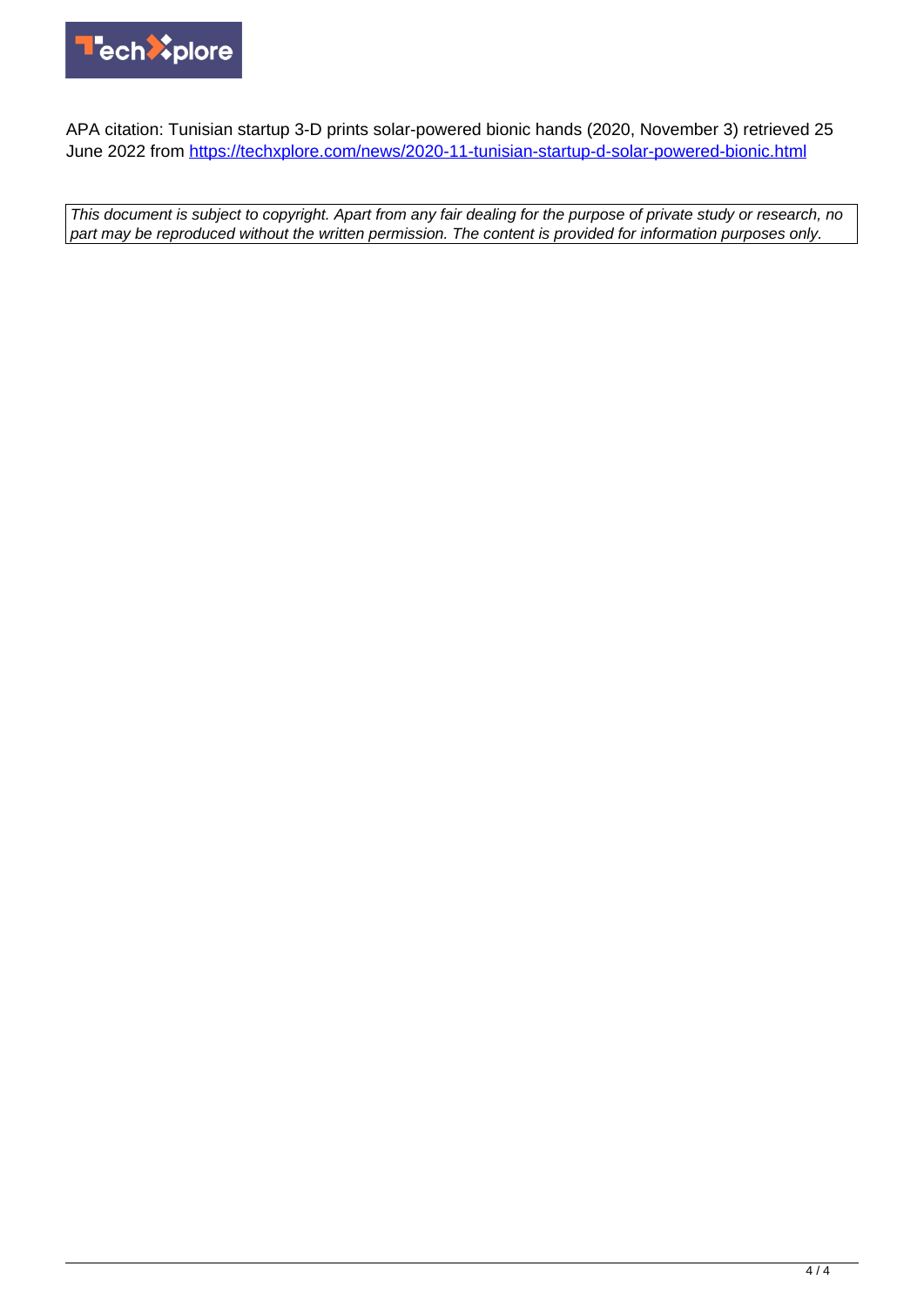APA citation: Tunisian startup 3-D prints solar-powered bionic hands (2020, November 3) retrieved 25 June 2022 from https://techxplore.com/news/2020-11-tunisian-startup-d-solar-powered-bionic.html

*This document is subject to copyright. Apart from any fair dealing for the purpose of private study or research, no part may be reproduced without the written permission. The content is provided for information purposes only.*